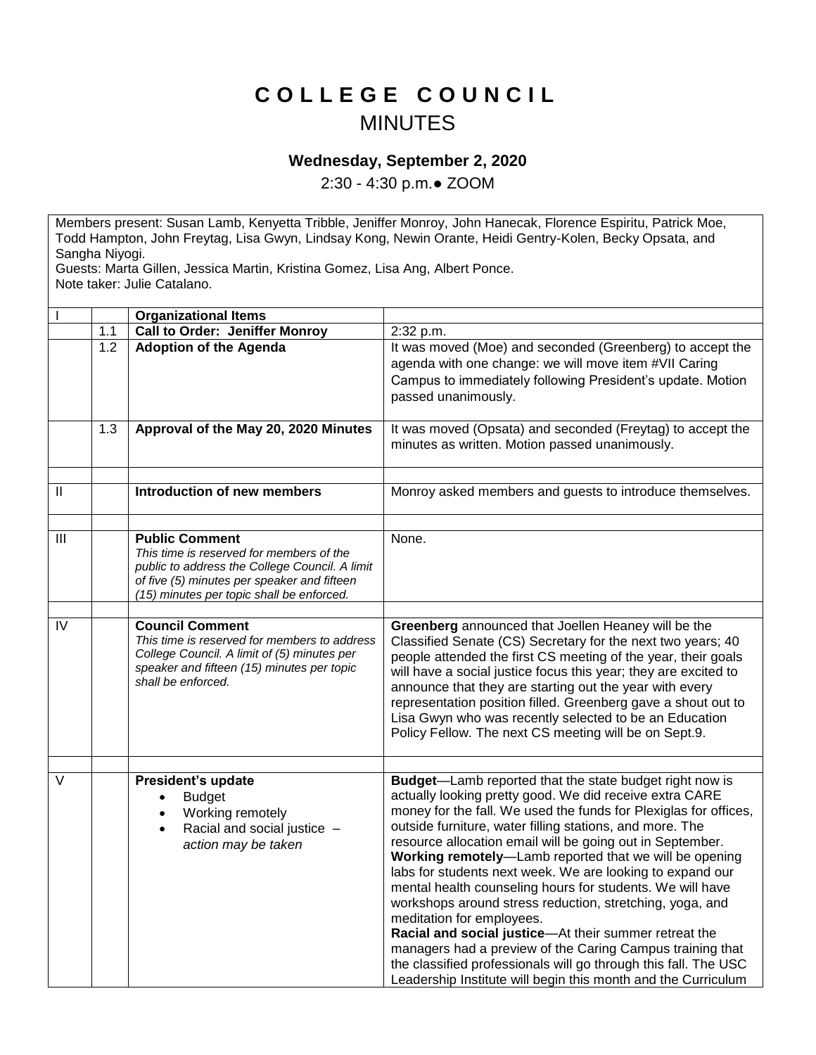# C O L L E G E  C O U N C I L

## MINUTES

### Wednesday, September 2, 2020

2:30 - 4:30 p.m.● ZOOM

Members present: Susan Lamb, Kenyetta Tribble, Jeniffer Monroy, John Hanecak, Florence Espiritu, Patrick Moe, Todd Hampton, John Freytag, Lisa Gwyn, Lindsay Kong, Newin Orante, Heidi Gentry-Kolen, Becky Opsata, and Sangha Niyogi.
Guests: Marta Gillen, Jessica Martin, Kristina Gomez, Lisa Ang, Albert Ponce.
Note taker: Julie Catalano.

| | | | |
|---|---|---|---|
| I | | **Organizational Items** | |
| | 1.1 | **Call to Order: Jeniffer Monroy** | 2:32 p.m. |
| | 1.2 | **Adoption of the Agenda** | It was moved (Moe) and seconded (Greenberg) to accept the agenda with one change: we will move item #VII Caring Campus to immediately following President's update. Motion passed unanimously. |
| | 1.3 | **Approval of the May 20, 2020 Minutes** | It was moved (Opsata) and seconded (Freytag) to accept the minutes as written. Motion passed unanimously. |
| | | | |
| II | | **Introduction of new members** | Monroy asked members and guests to introduce themselves. |
| | | | |
| III | | **Public Comment**<br>*This time is reserved for members of the public to address the College Council. A limit of five (5) minutes per speaker and fifteen (15) minutes per topic shall be enforced.* | None. |
| | | | |
| IV | | **Council Comment**<br>*This time is reserved for members to address College Council. A limit of (5) minutes per speaker and fifteen (15) minutes per topic shall be enforced.* | **Greenberg** announced that Joellen Heaney will be the Classified Senate (CS) Secretary for the next two years; 40 people attended the first CS meeting of the year, their goals will have a social justice focus this year; they are excited to announce that they are starting out the year with every representation position filled. Greenberg gave a shout out to Lisa Gwyn who was recently selected to be an Education Policy Fellow. The next CS meeting will be on Sept.9. |
| | | | |
| V | | **President's update**<br>• Budget<br>• Working remotely<br>• Racial and social justice – *action may be taken* | **Budget**—Lamb reported that the state budget right now is actually looking pretty good. We did receive extra CARE money for the fall. We used the funds for Plexiglas for offices, outside furniture, water filling stations, and more. The resource allocation email will be going out in September.<br>**Working remotely**—Lamb reported that we will be opening labs for students next week. We are looking to expand our mental health counseling hours for students. We will have workshops around stress reduction, stretching, yoga, and meditation for employees.<br>**Racial and social justice**—At their summer retreat the managers had a preview of the Caring Campus training that the classified professionals will go through this fall. The USC Leadership Institute will begin this month and the Curriculum |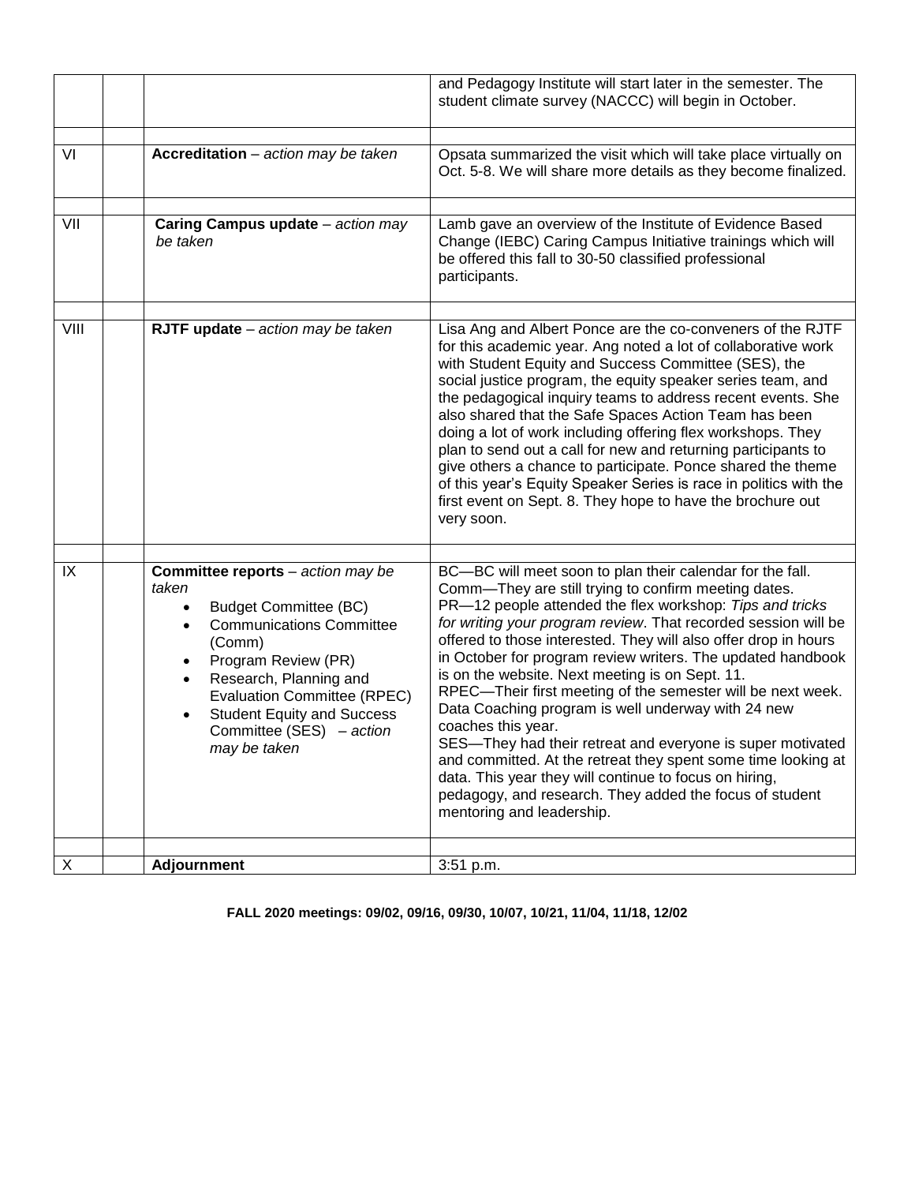| | | | |
|---|---|---|---|
| | | | and Pedagogy Institute will start later in the semester. The student climate survey (NACCC) will begin in October. |
| | | | |
| VI | | **Accreditation** – *action may be taken* | Opsata summarized the visit which will take place virtually on Oct. 5-8. We will share more details as they become finalized. |
| | | | |
| VII | | **Caring Campus update** – *action may be taken* | Lamb gave an overview of the Institute of Evidence Based Change (IEBC) Caring Campus Initiative trainings which will be offered this fall to 30-50 classified professional participants. |
| | | | |
| VIII | | **RJTF update** – *action may be taken* | Lisa Ang and Albert Ponce are the co-conveners of the RJTF for this academic year. Ang noted a lot of collaborative work with Student Equity and Success Committee (SES), the social justice program, the equity speaker series team, and the pedagogical inquiry teams to address recent events. She also shared that the Safe Spaces Action Team has been doing a lot of work including offering flex workshops. They plan to send out a call for new and returning participants to give others a chance to participate. Ponce shared the theme of this year's Equity Speaker Series is race in politics with the first event on Sept. 8. They hope to have the brochure out very soon. |
| | | | |
| IX | | **Committee reports** – *action may be taken*<br>• Budget Committee (BC)<br>• Communications Committee (Comm)<br>• Program Review (PR)<br>• Research, Planning and Evaluation Committee (RPEC)<br>• Student Equity and Success Committee (SES) – *action may be taken* | BC—BC will meet soon to plan their calendar for the fall.<br>Comm—They are still trying to confirm meeting dates.<br>PR—12 people attended the flex workshop: *Tips and tricks for writing your program review*. That recorded session will be offered to those interested. They will also offer drop in hours in October for program review writers. The updated handbook is on the website. Next meeting is on Sept. 11.<br>RPEC—Their first meeting of the semester will be next week. Data Coaching program is well underway with 24 new coaches this year.<br>SES—They had their retreat and everyone is super motivated and committed. At the retreat they spent some time looking at data. This year they will continue to focus on hiring, pedagogy, and research. They added the focus of student mentoring and leadership. |
| | | | |
| X | | **Adjournment** | 3:51 p.m. |

**FALL 2020 meetings: 09/02, 09/16, 09/30, 10/07, 10/21, 11/04, 11/18, 12/02**